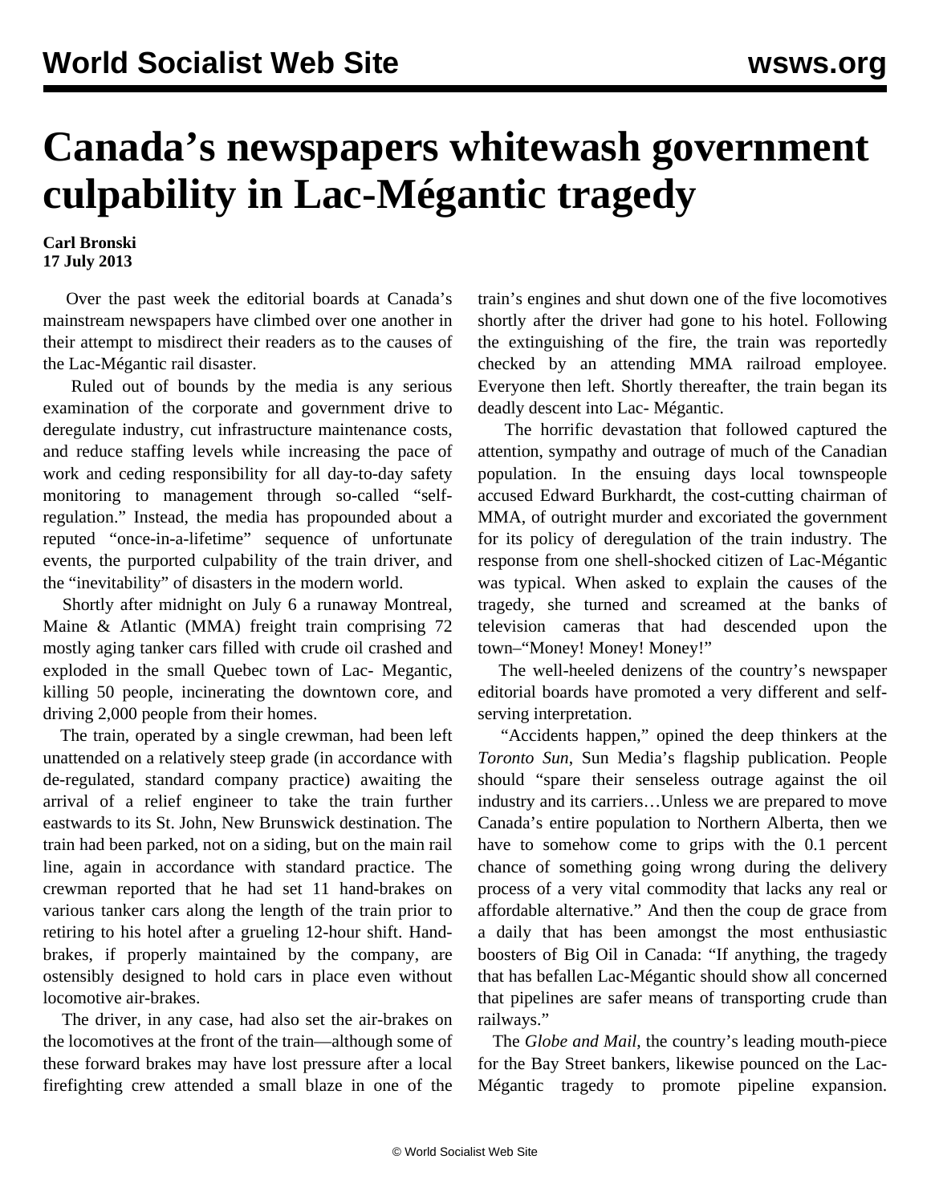# Canada's newspapers whitewash government culpability in Lac-Mégantic tragedy

**Carl Bronski**
**17 July 2013**

Over the past week the editorial boards at Canada's mainstream newspapers have climbed over one another in their attempt to misdirect their readers as to the causes of the Lac-Mégantic rail disaster.

Ruled out of bounds by the media is any serious examination of the corporate and government drive to deregulate industry, cut infrastructure maintenance costs, and reduce staffing levels while increasing the pace of work and ceding responsibility for all day-to-day safety monitoring to management through so-called "self-regulation." Instead, the media has propounded about a reputed "once-in-a-lifetime" sequence of unfortunate events, the purported culpability of the train driver, and the "inevitability" of disasters in the modern world.

Shortly after midnight on July 6 a runaway Montreal, Maine & Atlantic (MMA) freight train comprising 72 mostly aging tanker cars filled with crude oil crashed and exploded in the small Quebec town of Lac- Megantic, killing 50 people, incinerating the downtown core, and driving 2,000 people from their homes.

The train, operated by a single crewman, had been left unattended on a relatively steep grade (in accordance with de-regulated, standard company practice) awaiting the arrival of a relief engineer to take the train further eastwards to its St. John, New Brunswick destination. The train had been parked, not on a siding, but on the main rail line, again in accordance with standard practice. The crewman reported that he had set 11 hand-brakes on various tanker cars along the length of the train prior to retiring to his hotel after a grueling 12-hour shift. Hand-brakes, if properly maintained by the company, are ostensibly designed to hold cars in place even without locomotive air-brakes.

The driver, in any case, had also set the air-brakes on the locomotives at the front of the train—although some of these forward brakes may have lost pressure after a local firefighting crew attended a small blaze in one of the train's engines and shut down one of the five locomotives shortly after the driver had gone to his hotel. Following the extinguishing of the fire, the train was reportedly checked by an attending MMA railroad employee. Everyone then left. Shortly thereafter, the train began its deadly descent into Lac- Mégantic.

The horrific devastation that followed captured the attention, sympathy and outrage of much of the Canadian population. In the ensuing days local townspeople accused Edward Burkhardt, the cost-cutting chairman of MMA, of outright murder and excoriated the government for its policy of deregulation of the train industry. The response from one shell-shocked citizen of Lac-Mégantic was typical. When asked to explain the causes of the tragedy, she turned and screamed at the banks of television cameras that had descended upon the town–"Money! Money! Money!"

The well-heeled denizens of the country's newspaper editorial boards have promoted a very different and self-serving interpretation.

"Accidents happen," opined the deep thinkers at the *Toronto Sun*, Sun Media's flagship publication. People should "spare their senseless outrage against the oil industry and its carriers…Unless we are prepared to move Canada's entire population to Northern Alberta, then we have to somehow come to grips with the 0.1 percent chance of something going wrong during the delivery process of a very vital commodity that lacks any real or affordable alternative." And then the coup de grace from a daily that has been amongst the most enthusiastic boosters of Big Oil in Canada: "If anything, the tragedy that has befallen Lac-Mégantic should show all concerned that pipelines are safer means of transporting crude than railways."

The *Globe and Mail*, the country's leading mouth-piece for the Bay Street bankers, likewise pounced on the Lac-Mégantic tragedy to promote pipeline expansion.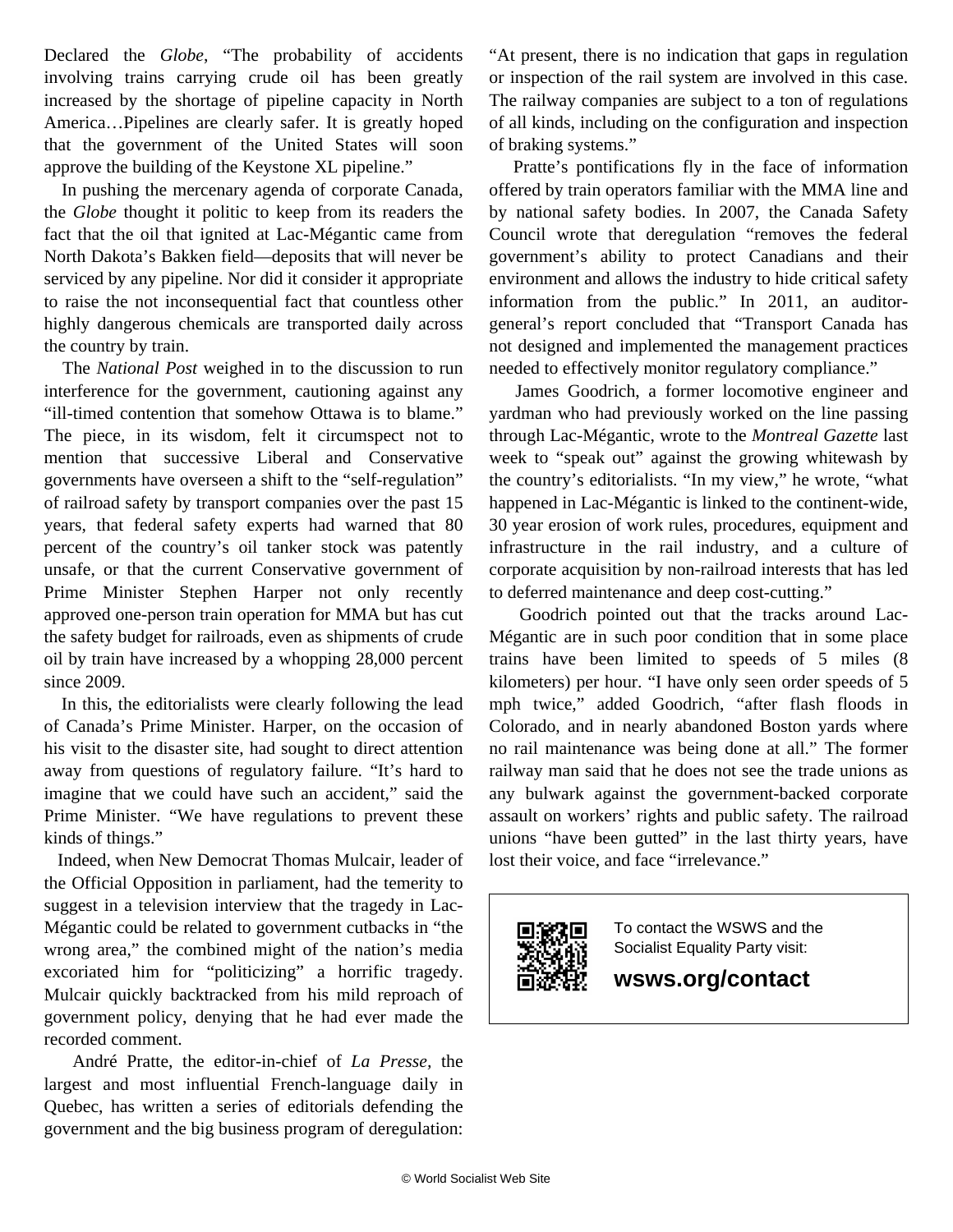Declared the *Globe*, "The probability of accidents involving trains carrying crude oil has been greatly increased by the shortage of pipeline capacity in North America…Pipelines are clearly safer. It is greatly hoped that the government of the United States will soon approve the building of the Keystone XL pipeline."

In pushing the mercenary agenda of corporate Canada, the *Globe* thought it politic to keep from its readers the fact that the oil that ignited at Lac-Mégantic came from North Dakota's Bakken field—deposits that will never be serviced by any pipeline. Nor did it consider it appropriate to raise the not inconsequential fact that countless other highly dangerous chemicals are transported daily across the country by train.

The *National Post* weighed in to the discussion to run interference for the government, cautioning against any "ill-timed contention that somehow Ottawa is to blame." The piece, in its wisdom, felt it circumspect not to mention that successive Liberal and Conservative governments have overseen a shift to the "self-regulation" of railroad safety by transport companies over the past 15 years, that federal safety experts had warned that 80 percent of the country's oil tanker stock was patently unsafe, or that the current Conservative government of Prime Minister Stephen Harper not only recently approved one-person train operation for MMA but has cut the safety budget for railroads, even as shipments of crude oil by train have increased by a whopping 28,000 percent since 2009.

In this, the editorialists were clearly following the lead of Canada's Prime Minister. Harper, on the occasion of his visit to the disaster site, had sought to direct attention away from questions of regulatory failure. "It's hard to imagine that we could have such an accident," said the Prime Minister. "We have regulations to prevent these kinds of things."

Indeed, when New Democrat Thomas Mulcair, leader of the Official Opposition in parliament, had the temerity to suggest in a television interview that the tragedy in Lac-Mégantic could be related to government cutbacks in "the wrong area," the combined might of the nation's media excoriated him for "politicizing" a horrific tragedy. Mulcair quickly backtracked from his mild reproach of government policy, denying that he had ever made the recorded comment.

André Pratte, the editor-in-chief of *La Presse*, the largest and most influential French-language daily in Quebec, has written a series of editorials defending the government and the big business program of deregulation: "At present, there is no indication that gaps in regulation or inspection of the rail system are involved in this case. The railway companies are subject to a ton of regulations of all kinds, including on the configuration and inspection of braking systems."

Pratte's pontifications fly in the face of information offered by train operators familiar with the MMA line and by national safety bodies. In 2007, the Canada Safety Council wrote that deregulation "removes the federal government's ability to protect Canadians and their environment and allows the industry to hide critical safety information from the public." In 2011, an auditor-general's report concluded that "Transport Canada has not designed and implemented the management practices needed to effectively monitor regulatory compliance."

James Goodrich, a former locomotive engineer and yardman who had previously worked on the line passing through Lac-Mégantic, wrote to the *Montreal Gazette* last week to "speak out" against the growing whitewash by the country's editorialists. "In my view," he wrote, "what happened in Lac-Mégantic is linked to the continent-wide, 30 year erosion of work rules, procedures, equipment and infrastructure in the rail industry, and a culture of corporate acquisition by non-railroad interests that has led to deferred maintenance and deep cost-cutting."

Goodrich pointed out that the tracks around Lac-Mégantic are in such poor condition that in some place trains have been limited to speeds of 5 miles (8 kilometers) per hour. "I have only seen order speeds of 5 mph twice," added Goodrich, "after flash floods in Colorado, and in nearly abandoned Boston yards where no rail maintenance was being done at all." The former railway man said that he does not see the trade unions as any bulwark against the government-backed corporate assault on workers' rights and public safety. The railroad unions "have been gutted" in the last thirty years, have lost their voice, and face "irrelevance."

To contact the WSWS and the Socialist Equality Party visit:

**wsws.org/contact**